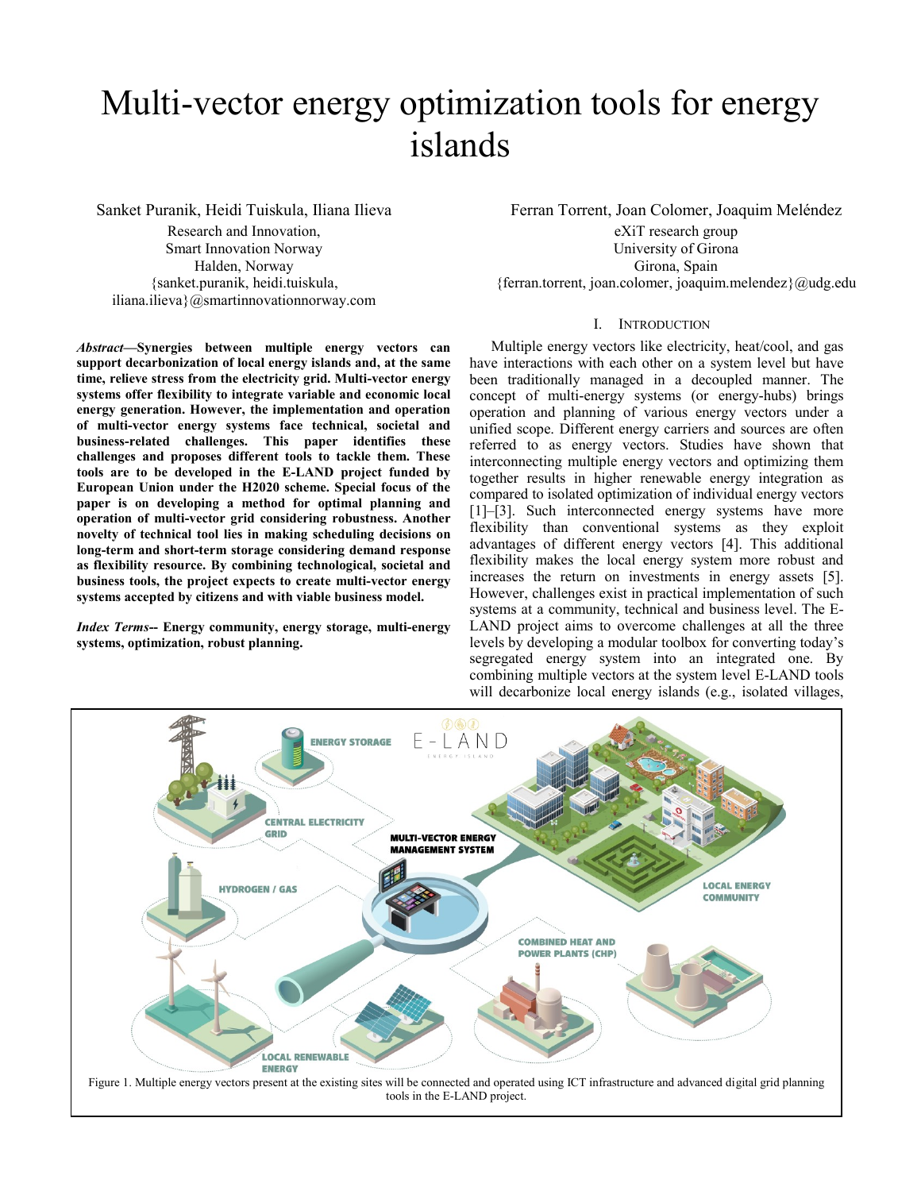# Multi-vector energy optimization tools for energy islands

Sanket Puranik, Heidi Tuiskula, Iliana Ilieva
Research and Innovation,
Smart Innovation Norway
Halden, Norway
{sanket.puranik, heidi.tuiskula, iliana.ilieva}@smartinnovationnorway.com

Ferran Torrent, Joan Colomer, Joaquim Meléndez
eXiT research group
University of Girona
Girona, Spain
{ferran.torrent, joan.colomer, joaquim.melendez}@udg.edu

***Abstract*—Synergies between multiple energy vectors can support decarbonization of local energy islands and, at the same time, relieve stress from the electricity grid. Multi-vector energy systems offer flexibility to integrate variable and economic local energy generation. However, the implementation and operation of multi-vector energy systems face technical, societal and business-related challenges. This paper identifies these challenges and proposes different tools to tackle them. These tools are to be developed in the E-LAND project funded by European Union under the H2020 scheme. Special focus of the paper is on developing a method for optimal planning and operation of multi-vector grid considering robustness. Another novelty of technical tool lies in making scheduling decisions on long-term and short-term storage considering demand response as flexibility resource. By combining technological, societal and business tools, the project expects to create multi-vector energy systems accepted by citizens and with viable business model.**

***Index Terms*-- Energy community, energy storage, multi-energy systems, optimization, robust planning.**

## I. Introduction

Multiple energy vectors like electricity, heat/cool, and gas have interactions with each other on a system level but have been traditionally managed in a decoupled manner. The concept of multi-energy systems (or energy-hubs) brings operation and planning of various energy vectors under a unified scope. Different energy carriers and sources are often referred to as energy vectors. Studies have shown that interconnecting multiple energy vectors and optimizing them together results in higher renewable energy integration as compared to isolated optimization of individual energy vectors [1]–[3]. Such interconnected energy systems have more flexibility than conventional systems as they exploit advantages of different energy vectors [4]. This additional flexibility makes the local energy system more robust and increases the return on investments in energy assets [5]. However, challenges exist in practical implementation of such systems at a community, technical and business level. The E-LAND project aims to overcome challenges at all the three levels by developing a modular toolbox for converting today's segregated energy system into an integrated one. By combining multiple vectors at the system level E-LAND tools will decarbonize local energy islands (e.g., isolated villages,

Figure 1. Multiple energy vectors present at the existing sites will be connected and operated using ICT infrastructure and advanced digital grid planning tools in the E-LAND project.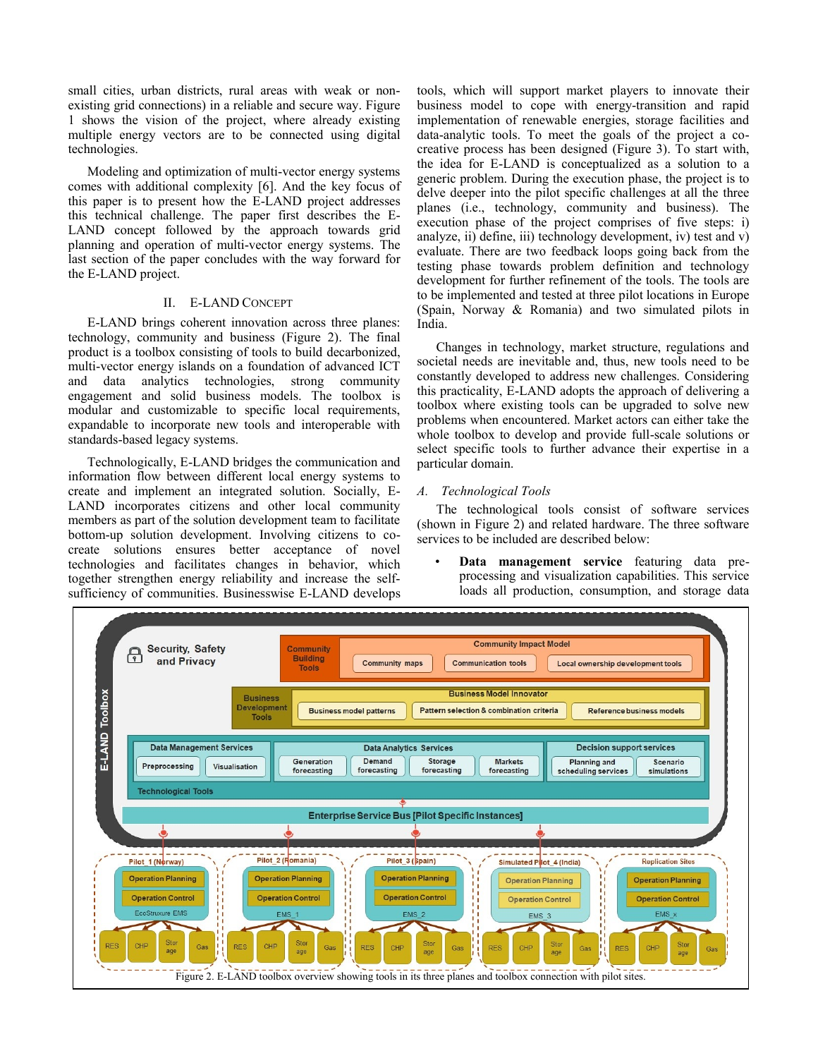small cities, urban districts, rural areas with weak or non-existing grid connections) in a reliable and secure way. Figure 1 shows the vision of the project, where already existing multiple energy vectors are to be connected using digital technologies.

Modeling and optimization of multi-vector energy systems comes with additional complexity [6]. And the key focus of this paper is to present how the E-LAND project addresses this technical challenge. The paper first describes the E-LAND concept followed by the approach towards grid planning and operation of multi-vector energy systems. The last section of the paper concludes with the way forward for the E-LAND project.

## II. E-LAND CONCEPT

E-LAND brings coherent innovation across three planes: technology, community and business (Figure 2). The final product is a toolbox consisting of tools to build decarbonized, multi-vector energy islands on a foundation of advanced ICT and data analytics technologies, strong community engagement and solid business models. The toolbox is modular and customizable to specific local requirements, expandable to incorporate new tools and interoperable with standards-based legacy systems.

Technologically, E-LAND bridges the communication and information flow between different local energy systems to create and implement an integrated solution. Socially, E-LAND incorporates citizens and other local community members as part of the solution development team to facilitate bottom-up solution development. Involving citizens to co-create solutions ensures better acceptance of novel technologies and facilitates changes in behavior, which together strengthen energy reliability and increase the self-sufficiency of communities. Businesswise E-LAND develops tools, which will support market players to innovate their business model to cope with energy-transition and rapid implementation of renewable energies, storage facilities and data-analytic tools. To meet the goals of the project a co-creative process has been designed (Figure 3). To start with, the idea for E-LAND is conceptualized as a solution to a generic problem. During the execution phase, the project is to delve deeper into the pilot specific challenges at all the three planes (i.e., technology, community and business). The execution phase of the project comprises of five steps: i) analyze, ii) define, iii) technology development, iv) test and v) evaluate. There are two feedback loops going back from the testing phase towards problem definition and technology development for further refinement of the tools. The tools are to be implemented and tested at three pilot locations in Europe (Spain, Norway & Romania) and two simulated pilots in India.

Changes in technology, market structure, regulations and societal needs are inevitable and, thus, new tools need to be constantly developed to address new challenges. Considering this practicality, E-LAND adopts the approach of delivering a toolbox where existing tools can be upgraded to solve new problems when encountered. Market actors can either take the whole toolbox to develop and provide full-scale solutions or select specific tools to further advance their expertise in a particular domain.

### *A. Technological Tools*

The technological tools consist of software services (shown in Figure 2) and related hardware. The three software services to be included are described below:

- **Data management service** featuring data pre-processing and visualization capabilities. This service loads all production, consumption, and storage data

Figure 2. E-LAND toolbox overview showing tools in its three planes and toolbox connection with pilot sites.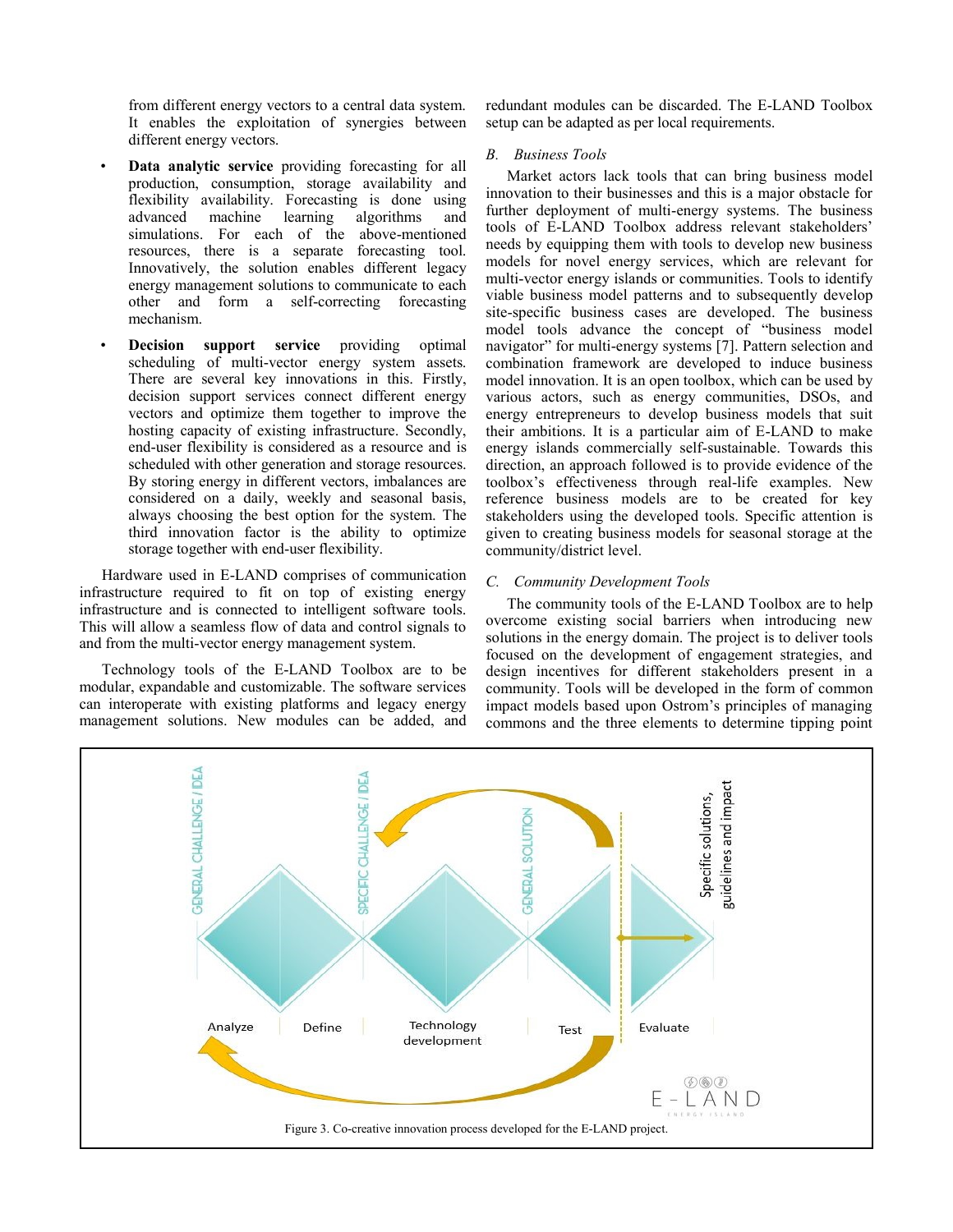from different energy vectors to a central data system. It enables the exploitation of synergies between different energy vectors.

- **Data analytic service** providing forecasting for all production, consumption, storage availability and flexibility availability. Forecasting is done using advanced machine learning algorithms and simulations. For each of the above-mentioned resources, there is a separate forecasting tool. Innovatively, the solution enables different legacy energy management solutions to communicate to each other and form a self-correcting forecasting mechanism.
- **Decision support service** providing optimal scheduling of multi-vector energy system assets. There are several key innovations in this. Firstly, decision support services connect different energy vectors and optimize them together to improve the hosting capacity of existing infrastructure. Secondly, end-user flexibility is considered as a resource and is scheduled with other generation and storage resources. By storing energy in different vectors, imbalances are considered on a daily, weekly and seasonal basis, always choosing the best option for the system. The third innovation factor is the ability to optimize storage together with end-user flexibility.

Hardware used in E-LAND comprises of communication infrastructure required to fit on top of existing energy infrastructure and is connected to intelligent software tools. This will allow a seamless flow of data and control signals to and from the multi-vector energy management system.

Technology tools of the E-LAND Toolbox are to be modular, expandable and customizable. The software services can interoperate with existing platforms and legacy energy management solutions. New modules can be added, and redundant modules can be discarded. The E-LAND Toolbox setup can be adapted as per local requirements.

### *B. Business Tools*

Market actors lack tools that can bring business model innovation to their businesses and this is a major obstacle for further deployment of multi-energy systems. The business tools of E-LAND Toolbox address relevant stakeholders' needs by equipping them with tools to develop new business models for novel energy services, which are relevant for multi-vector energy islands or communities. Tools to identify viable business model patterns and to subsequently develop site-specific business cases are developed. The business model tools advance the concept of "business model navigator" for multi-energy systems [7]. Pattern selection and combination framework are developed to induce business model innovation. It is an open toolbox, which can be used by various actors, such as energy communities, DSOs, and energy entrepreneurs to develop business models that suit their ambitions. It is a particular aim of E-LAND to make energy islands commercially self-sustainable. Towards this direction, an approach followed is to provide evidence of the toolbox's effectiveness through real-life examples. New reference business models are to be created for key stakeholders using the developed tools. Specific attention is given to creating business models for seasonal storage at the community/district level.

### *C. Community Development Tools*

The community tools of the E-LAND Toolbox are to help overcome existing social barriers when introducing new solutions in the energy domain. The project is to deliver tools focused on the development of engagement strategies, and design incentives for different stakeholders present in a community. Tools will be developed in the form of common impact models based upon Ostrom's principles of managing commons and the three elements to determine tipping point

Figure 3. Co-creative innovation process developed for the E-LAND project.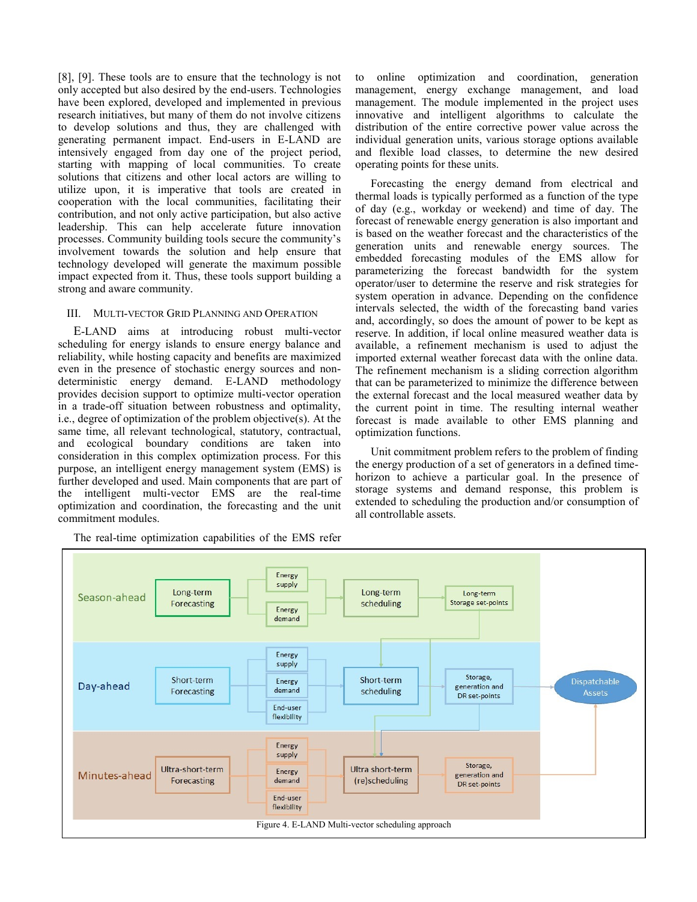[8], [9]. These tools are to ensure that the technology is not only accepted but also desired by the end-users. Technologies have been explored, developed and implemented in previous research initiatives, but many of them do not involve citizens to develop solutions and thus, they are challenged with generating permanent impact. End-users in E-LAND are intensively engaged from day one of the project period, starting with mapping of local communities. To create solutions that citizens and other local actors are willing to utilize upon, it is imperative that tools are created in cooperation with the local communities, facilitating their contribution, and not only active participation, but also active leadership. This can help accelerate future innovation processes. Community building tools secure the community's involvement towards the solution and help ensure that technology developed will generate the maximum possible impact expected from it. Thus, these tools support building a strong and aware community.

## III. Multi-Vector Grid Planning and Operation

E-LAND aims at introducing robust multi-vector scheduling for energy islands to ensure energy balance and reliability, while hosting capacity and benefits are maximized even in the presence of stochastic energy sources and non-deterministic energy demand. E-LAND methodology provides decision support to optimize multi-vector operation in a trade-off situation between robustness and optimality, i.e., degree of optimization of the problem objective(s). At the same time, all relevant technological, statutory, contractual, and ecological boundary conditions are taken into consideration in this complex optimization process. For this purpose, an intelligent energy management system (EMS) is further developed and used. Main components that are part of the intelligent multi-vector EMS are the real-time optimization and coordination, the forecasting and the unit commitment modules.

The real-time optimization capabilities of the EMS refer to online optimization and coordination, generation management, energy exchange management, and load management. The module implemented in the project uses innovative and intelligent algorithms to calculate the distribution of the entire corrective power value across the individual generation units, various storage options available and flexible load classes, to determine the new desired operating points for these units.

Forecasting the energy demand from electrical and thermal loads is typically performed as a function of the type of day (e.g., workday or weekend) and time of day. The forecast of renewable energy generation is also important and is based on the weather forecast and the characteristics of the generation units and renewable energy sources. The embedded forecasting modules of the EMS allow for parameterizing the forecast bandwidth for the system operator/user to determine the reserve and risk strategies for system operation in advance. Depending on the confidence intervals selected, the width of the forecasting band varies and, accordingly, so does the amount of power to be kept as reserve. In addition, if local online measured weather data is available, a refinement mechanism is used to adjust the imported external weather forecast data with the online data. The refinement mechanism is a sliding correction algorithm that can be parameterized to minimize the difference between the external forecast and the local measured weather data by the current point in time. The resulting internal weather forecast is made available to other EMS planning and optimization functions.

Unit commitment problem refers to the problem of finding the energy production of a set of generators in a defined time-horizon to achieve a particular goal. In the presence of storage systems and demand response, this problem is extended to scheduling the production and/or consumption of all controllable assets.

Figure 4. E-LAND Multi-vector scheduling approach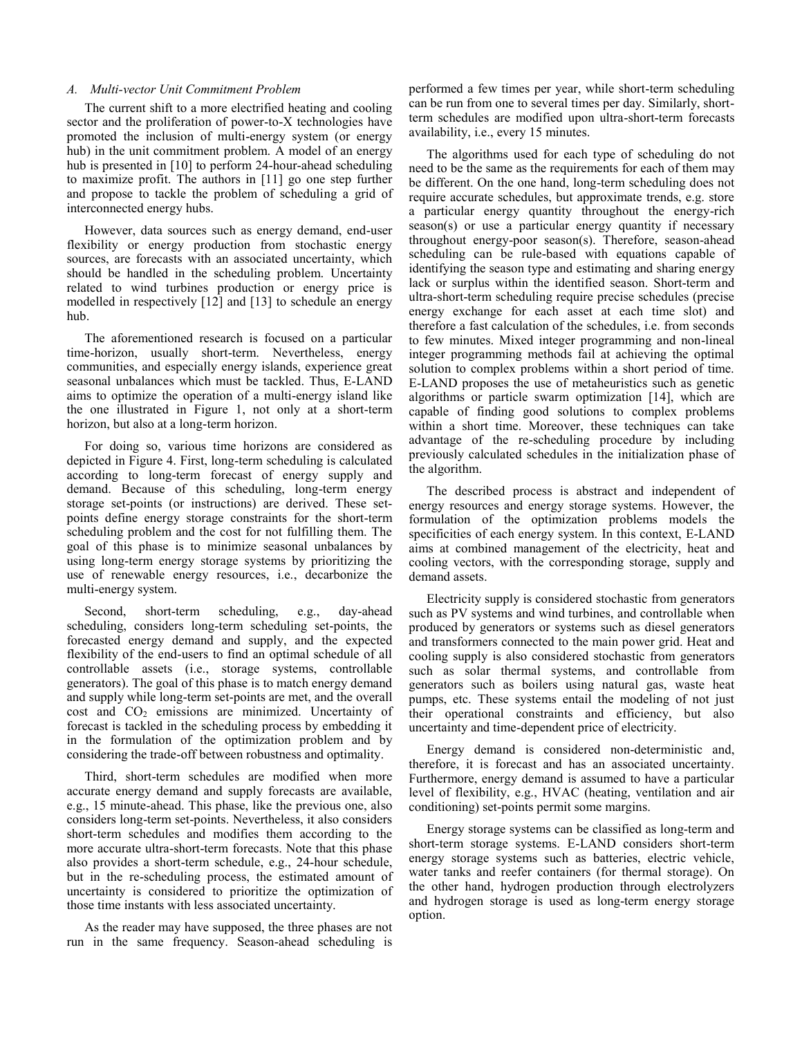### A. Multi-vector Unit Commitment Problem

The current shift to a more electrified heating and cooling sector and the proliferation of power-to-X technologies have promoted the inclusion of multi-energy system (or energy hub) in the unit commitment problem. A model of an energy hub is presented in [10] to perform 24-hour-ahead scheduling to maximize profit. The authors in [11] go one step further and propose to tackle the problem of scheduling a grid of interconnected energy hubs.

However, data sources such as energy demand, end-user flexibility or energy production from stochastic energy sources, are forecasts with an associated uncertainty, which should be handled in the scheduling problem. Uncertainty related to wind turbines production or energy price is modelled in respectively [12] and [13] to schedule an energy hub.

The aforementioned research is focused on a particular time-horizon, usually short-term. Nevertheless, energy communities, and especially energy islands, experience great seasonal unbalances which must be tackled. Thus, E-LAND aims to optimize the operation of a multi-energy island like the one illustrated in Figure 1, not only at a short-term horizon, but also at a long-term horizon.

For doing so, various time horizons are considered as depicted in Figure 4. First, long-term scheduling is calculated according to long-term forecast of energy supply and demand. Because of this scheduling, long-term energy storage set-points (or instructions) are derived. These set-points define energy storage constraints for the short-term scheduling problem and the cost for not fulfilling them. The goal of this phase is to minimize seasonal unbalances by using long-term energy storage systems by prioritizing the use of renewable energy resources, i.e., decarbonize the multi-energy system.

Second, short-term scheduling, e.g., day-ahead scheduling, considers long-term scheduling set-points, the forecasted energy demand and supply, and the expected flexibility of the end-users to find an optimal schedule of all controllable assets (i.e., storage systems, controllable generators). The goal of this phase is to match energy demand and supply while long-term set-points are met, and the overall cost and $CO_2$ emissions are minimized. Uncertainty of forecast is tackled in the scheduling process by embedding it in the formulation of the optimization problem and by considering the trade-off between robustness and optimality.

Third, short-term schedules are modified when more accurate energy demand and supply forecasts are available, e.g., 15 minute-ahead. This phase, like the previous one, also considers long-term set-points. Nevertheless, it also considers short-term schedules and modifies them according to the more accurate ultra-short-term forecasts. Note that this phase also provides a short-term schedule, e.g., 24-hour schedule, but in the re-scheduling process, the estimated amount of uncertainty is considered to prioritize the optimization of those time instants with less associated uncertainty.

As the reader may have supposed, the three phases are not run in the same frequency. Season-ahead scheduling is performed a few times per year, while short-term scheduling can be run from one to several times per day. Similarly, short-term schedules are modified upon ultra-short-term forecasts availability, i.e., every 15 minutes.

The algorithms used for each type of scheduling do not need to be the same as the requirements for each of them may be different. On the one hand, long-term scheduling does not require accurate schedules, but approximate trends, e.g. store a particular energy quantity throughout the energy-rich season(s) or use a particular energy quantity if necessary throughout energy-poor season(s). Therefore, season-ahead scheduling can be rule-based with equations capable of identifying the season type and estimating and sharing energy lack or surplus within the identified season. Short-term and ultra-short-term scheduling require precise schedules (precise energy exchange for each asset at each time slot) and therefore a fast calculation of the schedules, i.e. from seconds to few minutes. Mixed integer programming and non-lineal integer programming methods fail at achieving the optimal solution to complex problems within a short period of time. E-LAND proposes the use of metaheuristics such as genetic algorithms or particle swarm optimization [14], which are capable of finding good solutions to complex problems within a short time. Moreover, these techniques can take advantage of the re-scheduling procedure by including previously calculated schedules in the initialization phase of the algorithm.

The described process is abstract and independent of energy resources and energy storage systems. However, the formulation of the optimization problems models the specificities of each energy system. In this context, E-LAND aims at combined management of the electricity, heat and cooling vectors, with the corresponding storage, supply and demand assets.

Electricity supply is considered stochastic from generators such as PV systems and wind turbines, and controllable when produced by generators or systems such as diesel generators and transformers connected to the main power grid. Heat and cooling supply is also considered stochastic from generators such as solar thermal systems, and controllable from generators such as boilers using natural gas, waste heat pumps, etc. These systems entail the modeling of not just their operational constraints and efficiency, but also uncertainty and time-dependent price of electricity.

Energy demand is considered non-deterministic and, therefore, it is forecast and has an associated uncertainty. Furthermore, energy demand is assumed to have a particular level of flexibility, e.g., HVAC (heating, ventilation and air conditioning) set-points permit some margins.

Energy storage systems can be classified as long-term and short-term storage systems. E-LAND considers short-term energy storage systems such as batteries, electric vehicle, water tanks and reefer containers (for thermal storage). On the other hand, hydrogen production through electrolyzers and hydrogen storage is used as long-term energy storage option.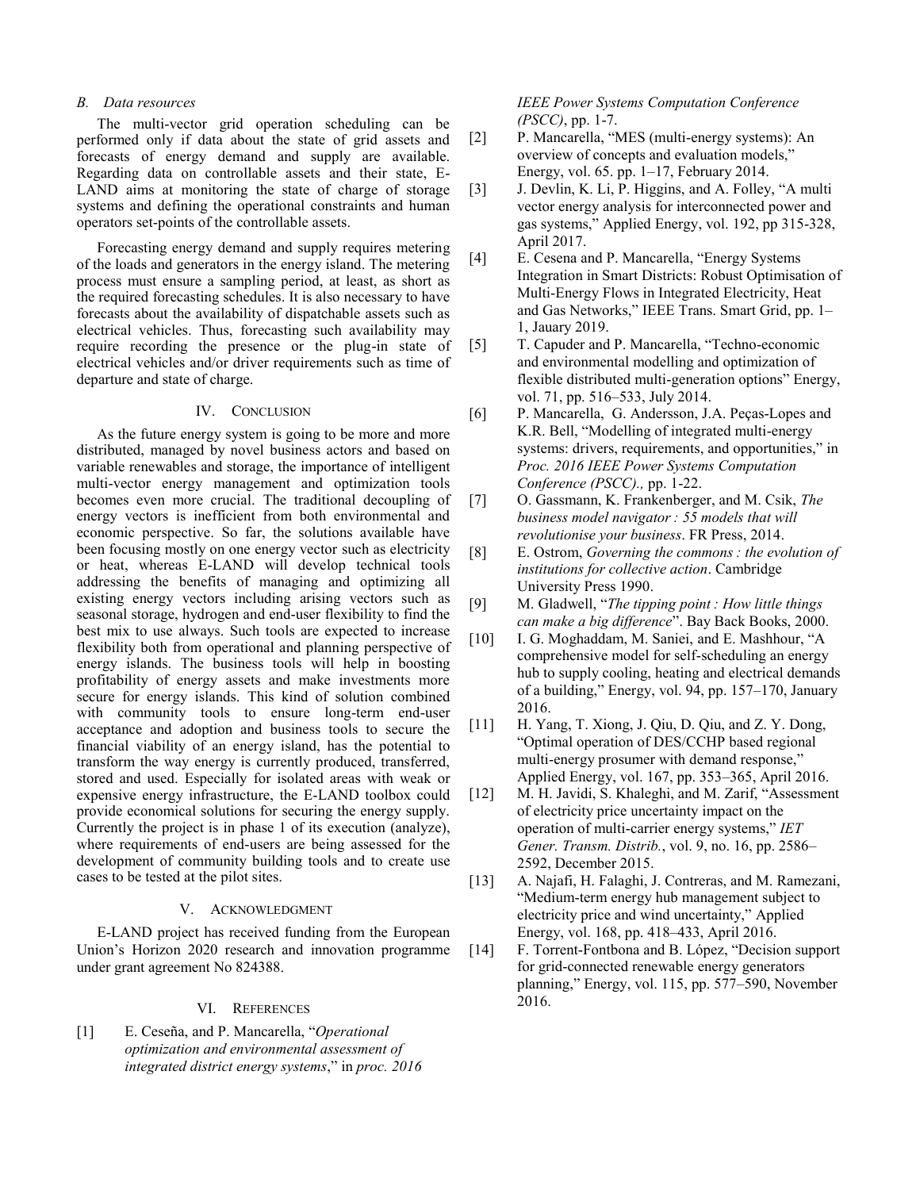### B. Data resources

The multi-vector grid operation scheduling can be performed only if data about the state of grid assets and forecasts of energy demand and supply are available. Regarding data on controllable assets and their state, E-LAND aims at monitoring the state of charge of storage systems and defining the operational constraints and human operators set-points of the controllable assets.

Forecasting energy demand and supply requires metering of the loads and generators in the energy island. The metering process must ensure a sampling period, at least, as short as the required forecasting schedules. It is also necessary to have forecasts about the availability of dispatchable assets such as electrical vehicles. Thus, forecasting such availability may require recording the presence or the plug-in state of electrical vehicles and/or driver requirements such as time of departure and state of charge.

## IV. Conclusion

As the future energy system is going to be more and more distributed, managed by novel business actors and based on variable renewables and storage, the importance of intelligent multi-vector energy management and optimization tools becomes even more crucial. The traditional decoupling of energy vectors is inefficient from both environmental and economic perspective. So far, the solutions available have been focusing mostly on one energy vector such as electricity or heat, whereas E-LAND will develop technical tools addressing the benefits of managing and optimizing all existing energy vectors including arising vectors such as seasonal storage, hydrogen and end-user flexibility to find the best mix to use always. Such tools are expected to increase flexibility both from operational and planning perspective of energy islands. The business tools will help in boosting profitability of energy assets and make investments more secure for energy islands. This kind of solution combined with community tools to ensure long-term end-user acceptance and adoption and business tools to secure the financial viability of an energy island, has the potential to transform the way energy is currently produced, transferred, stored and used. Especially for isolated areas with weak or expensive energy infrastructure, the E-LAND toolbox could provide economical solutions for securing the energy supply. Currently the project is in phase 1 of its execution (analyze), where requirements of end-users are being assessed for the development of community building tools and to create use cases to be tested at the pilot sites.

## V. Acknowledgment

E-LAND project has received funding from the European Union's Horizon 2020 research and innovation programme under grant agreement No 824388.

## VI. References

[1] E. Ceseña, and P. Mancarella, "*Operational optimization and environmental assessment of integrated district energy systems*," in *proc. 2016 IEEE Power Systems Computation Conference (PSCC)*, pp. 1-7.

[2] P. Mancarella, "MES (multi-energy systems): An overview of concepts and evaluation models," Energy, vol. 65. pp. 1–17, February 2014.

[3] J. Devlin, K. Li, P. Higgins, and A. Folley, "A multi vector energy analysis for interconnected power and gas systems," Applied Energy, vol. 192, pp 315-328, April 2017.

[4] E. Cesena and P. Mancarella, "Energy Systems Integration in Smart Districts: Robust Optimisation of Multi-Energy Flows in Integrated Electricity, Heat and Gas Networks," IEEE Trans. Smart Grid, pp. 1–1, Jauary 2019.

[5] T. Capuder and P. Mancarella, "Techno-economic and environmental modelling and optimization of flexible distributed multi-generation options" Energy, vol. 71, pp. 516–533, July 2014.

[6] P. Mancarella, G. Andersson, J.A. Peças-Lopes and K.R. Bell, "Modelling of integrated multi-energy systems: drivers, requirements, and opportunities," in *Proc. 2016 IEEE Power Systems Computation Conference (PSCC).,* pp. 1-22.

[7] O. Gassmann, K. Frankenberger, and M. Csik, *The business model navigator : 55 models that will revolutionise your business*. FR Press, 2014.

[8] E. Ostrom, *Governing the commons : the evolution of institutions for collective action*. Cambridge University Press 1990.

[9] M. Gladwell, "*The tipping point : How little things can make a big difference*". Bay Back Books, 2000.

[10] I. G. Moghaddam, M. Saniei, and E. Mashhour, "A comprehensive model for self-scheduling an energy hub to supply cooling, heating and electrical demands of a building," Energy, vol. 94, pp. 157–170, January 2016.

[11] H. Yang, T. Xiong, J. Qiu, D. Qiu, and Z. Y. Dong, "Optimal operation of DES/CCHP based regional multi-energy prosumer with demand response," Applied Energy, vol. 167, pp. 353–365, April 2016.

[12] M. H. Javidi, S. Khaleghi, and M. Zarif, "Assessment of electricity price uncertainty impact on the operation of multi-carrier energy systems," *IET Gener. Transm. Distrib.*, vol. 9, no. 16, pp. 2586–2592, December 2015.

[13] A. Najafi, H. Falaghi, J. Contreras, and M. Ramezani, "Medium-term energy hub management subject to electricity price and wind uncertainty," Applied Energy, vol. 168, pp. 418–433, April 2016.

[14] F. Torrent-Fontbona and B. López, "Decision support for grid-connected renewable energy generators planning," Energy, vol. 115, pp. 577–590, November 2016.